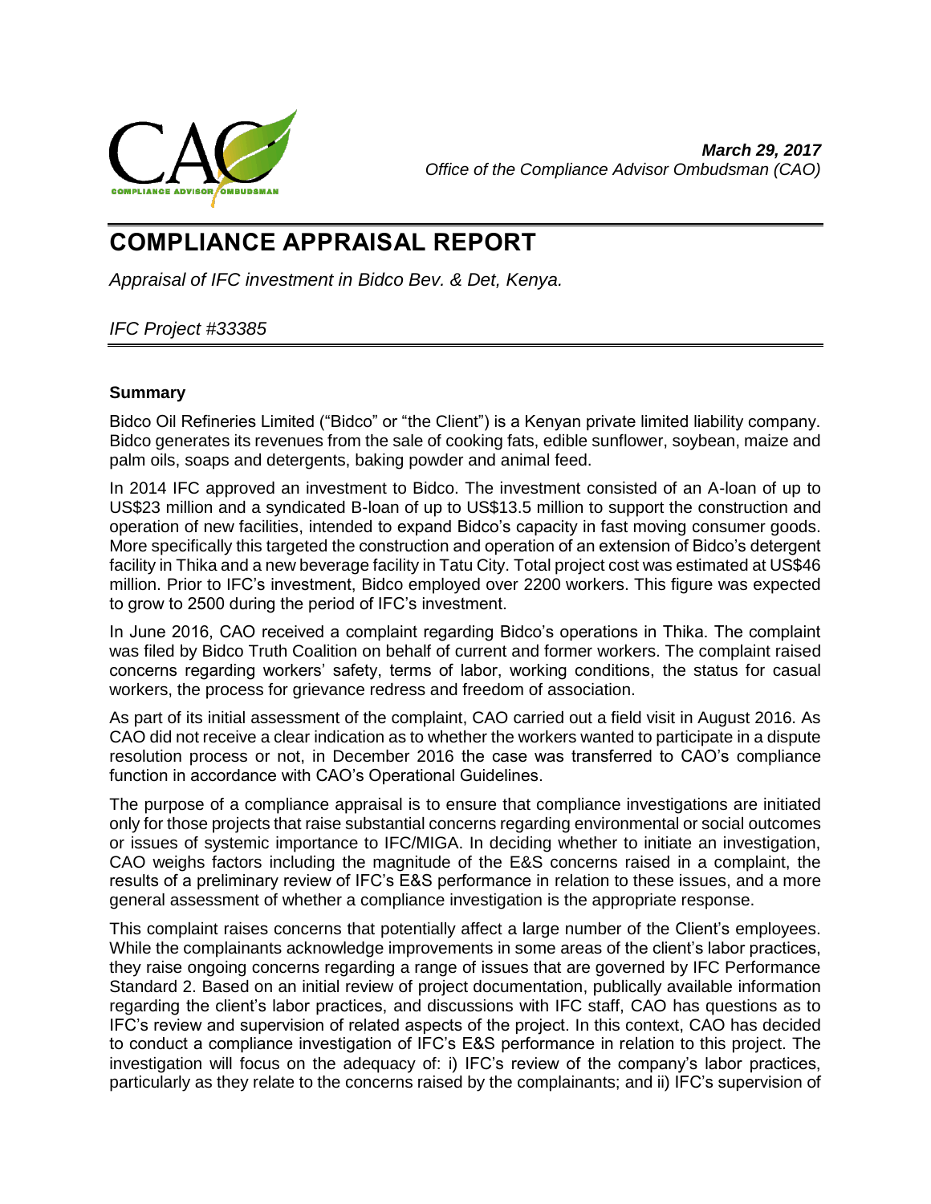March 29, 2017
*Office of the Compliance Advisor Ombudsman (CAO)*

# COMPLIANCE APPRAISAL REPORT

*Appraisal of IFC investment in Bidco Bev. & Det, Kenya.*

*IFC Project #33385*

**Summary**

Bidco Oil Refineries Limited ("Bidco" or "the Client") is a Kenyan private limited liability company. Bidco generates its revenues from the sale of cooking fats, edible sunflower, soybean, maize and palm oils, soaps and detergents, baking powder and animal feed.

In 2014 IFC approved an investment to Bidco. The investment consisted of an A-loan of up to US$23 million and a syndicated B-loan of up to US$13.5 million to support the construction and operation of new facilities, intended to expand Bidco's capacity in fast moving consumer goods. More specifically this targeted the construction and operation of an extension of Bidco's detergent facility in Thika and a new beverage facility in Tatu City. Total project cost was estimated at US$46 million. Prior to IFC's investment, Bidco employed over 2200 workers. This figure was expected to grow to 2500 during the period of IFC's investment.

In June 2016, CAO received a complaint regarding Bidco's operations in Thika. The complaint was filed by Bidco Truth Coalition on behalf of current and former workers. The complaint raised concerns regarding workers' safety, terms of labor, working conditions, the status for casual workers, the process for grievance redress and freedom of association.

As part of its initial assessment of the complaint, CAO carried out a field visit in August 2016. As CAO did not receive a clear indication as to whether the workers wanted to participate in a dispute resolution process or not, in December 2016 the case was transferred to CAO's compliance function in accordance with CAO's Operational Guidelines.

The purpose of a compliance appraisal is to ensure that compliance investigations are initiated only for those projects that raise substantial concerns regarding environmental or social outcomes or issues of systemic importance to IFC/MIGA. In deciding whether to initiate an investigation, CAO weighs factors including the magnitude of the E&S concerns raised in a complaint, the results of a preliminary review of IFC's E&S performance in relation to these issues, and a more general assessment of whether a compliance investigation is the appropriate response.

This complaint raises concerns that potentially affect a large number of the Client's employees. While the complainants acknowledge improvements in some areas of the client's labor practices, they raise ongoing concerns regarding a range of issues that are governed by IFC Performance Standard 2. Based on an initial review of project documentation, publically available information regarding the client's labor practices, and discussions with IFC staff, CAO has questions as to IFC's review and supervision of related aspects of the project. In this context, CAO has decided to conduct a compliance investigation of IFC's E&S performance in relation to this project. The investigation will focus on the adequacy of: i) IFC's review of the company's labor practices, particularly as they relate to the concerns raised by the complainants; and ii) IFC's supervision of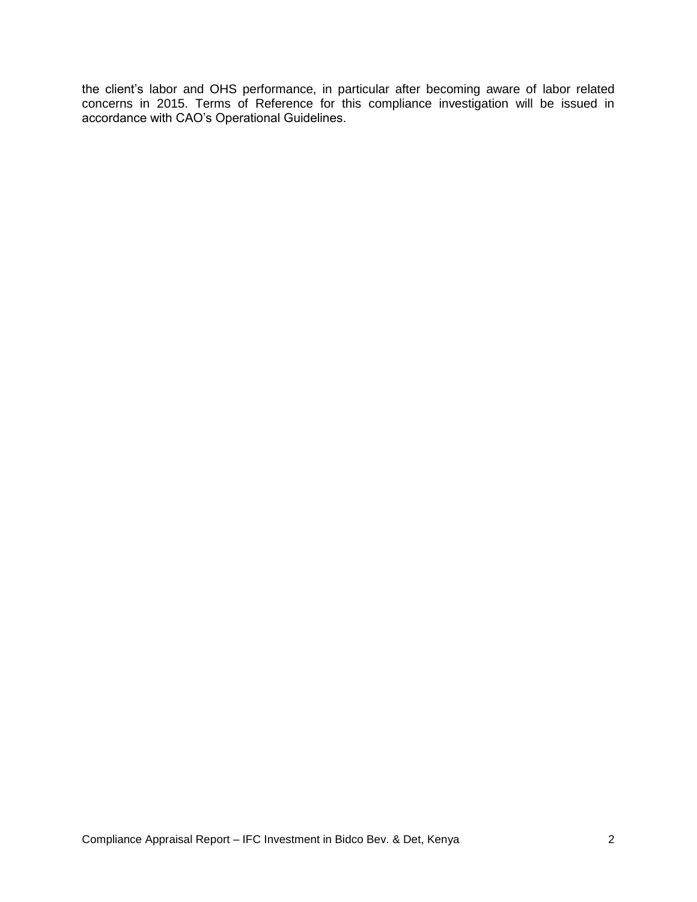the client's labor and OHS performance, in particular after becoming aware of labor related concerns in 2015. Terms of Reference for this compliance investigation will be issued in accordance with CAO's Operational Guidelines.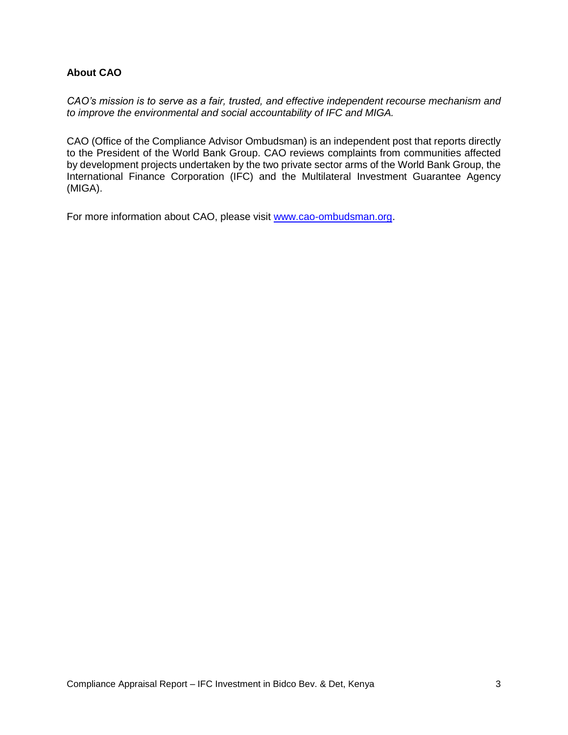**About CAO**

*CAO's mission is to serve as a fair, trusted, and effective independent recourse mechanism and to improve the environmental and social accountability of IFC and MIGA.*

CAO (Office of the Compliance Advisor Ombudsman) is an independent post that reports directly to the President of the World Bank Group. CAO reviews complaints from communities affected by development projects undertaken by the two private sector arms of the World Bank Group, the International Finance Corporation (IFC) and the Multilateral Investment Guarantee Agency (MIGA).

For more information about CAO, please visit [www.cao-ombudsman.org](http://www.cao-ombudsman.org).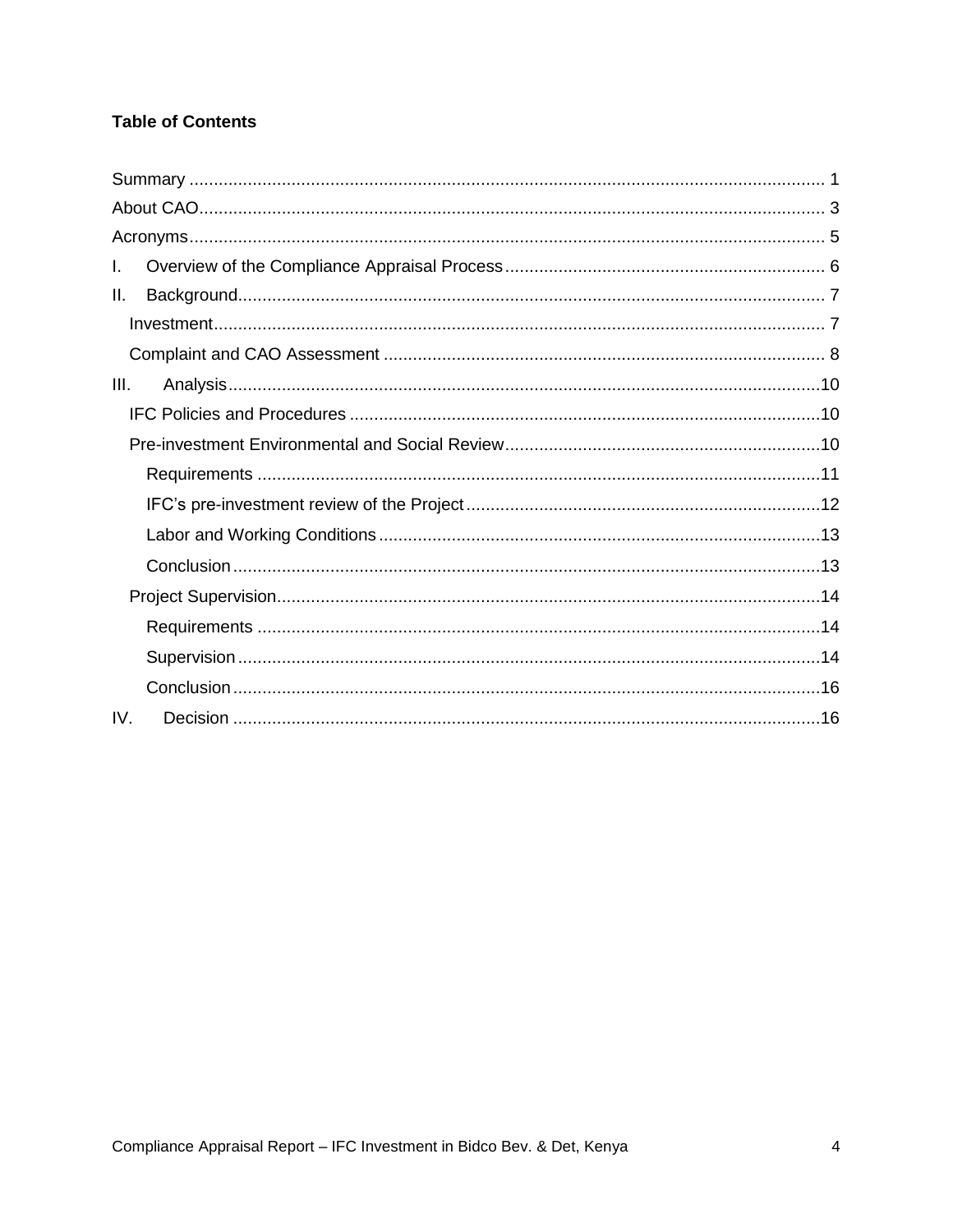**Table of Contents**

- Summary .......... 1
- About CAO .......... 3
- Acronyms .......... 5
- I. Overview of the Compliance Appraisal Process .......... 6
- II. Background .......... 7
  - Investment .......... 7
  - Complaint and CAO Assessment .......... 8
- III. Analysis .......... 10
  - IFC Policies and Procedures .......... 10
  - Pre-investment Environmental and Social Review .......... 10
    - Requirements .......... 11
    - IFC's pre-investment review of the Project .......... 12
    - Labor and Working Conditions .......... 13
    - Conclusion .......... 13
  - Project Supervision .......... 14
    - Requirements .......... 14
    - Supervision .......... 14
    - Conclusion .......... 16
- IV. Decision .......... 16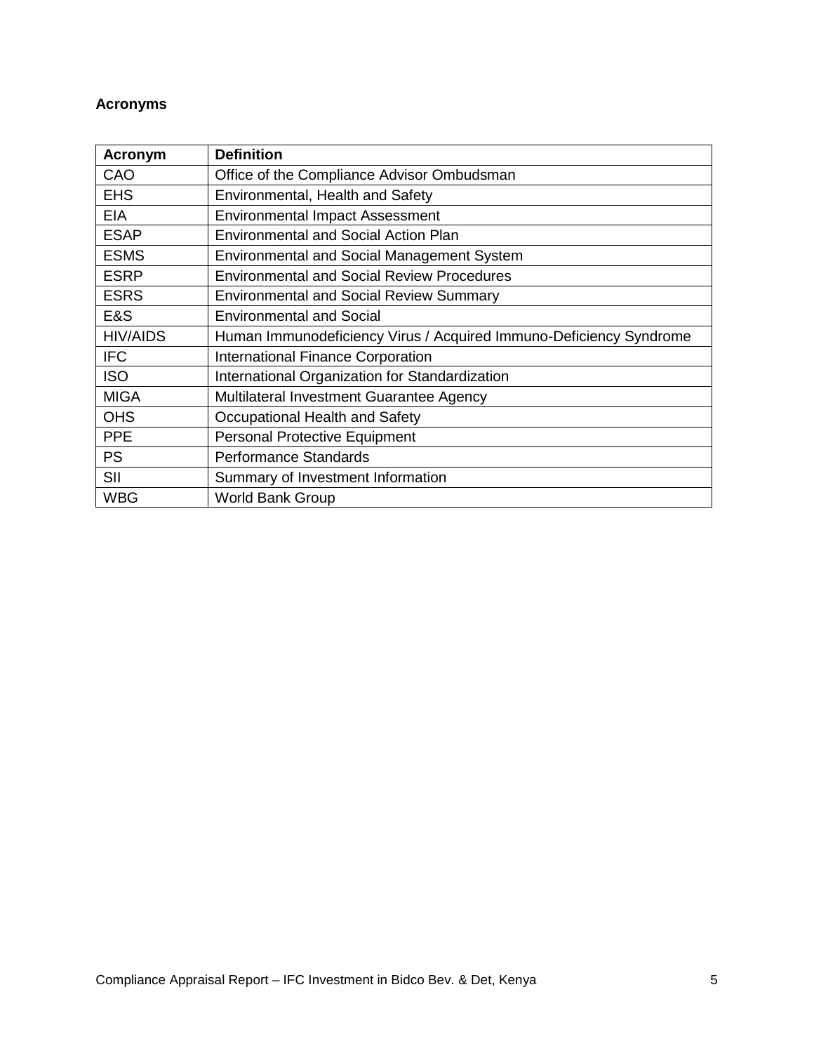**Acronyms**

| Acronym | Definition |
| --- | --- |
| CAO | Office of the Compliance Advisor Ombudsman |
| EHS | Environmental, Health and Safety |
| EIA | Environmental Impact Assessment |
| ESAP | Environmental and Social Action Plan |
| ESMS | Environmental and Social Management System |
| ESRP | Environmental and Social Review Procedures |
| ESRS | Environmental and Social Review Summary |
| E&S | Environmental and Social |
| HIV/AIDS | Human Immunodeficiency Virus / Acquired Immuno-Deficiency Syndrome |
| IFC | International Finance Corporation |
| ISO | International Organization for Standardization |
| MIGA | Multilateral Investment Guarantee Agency |
| OHS | Occupational Health and Safety |
| PPE | Personal Protective Equipment |
| PS | Performance Standards |
| SII | Summary of Investment Information |
| WBG | World Bank Group |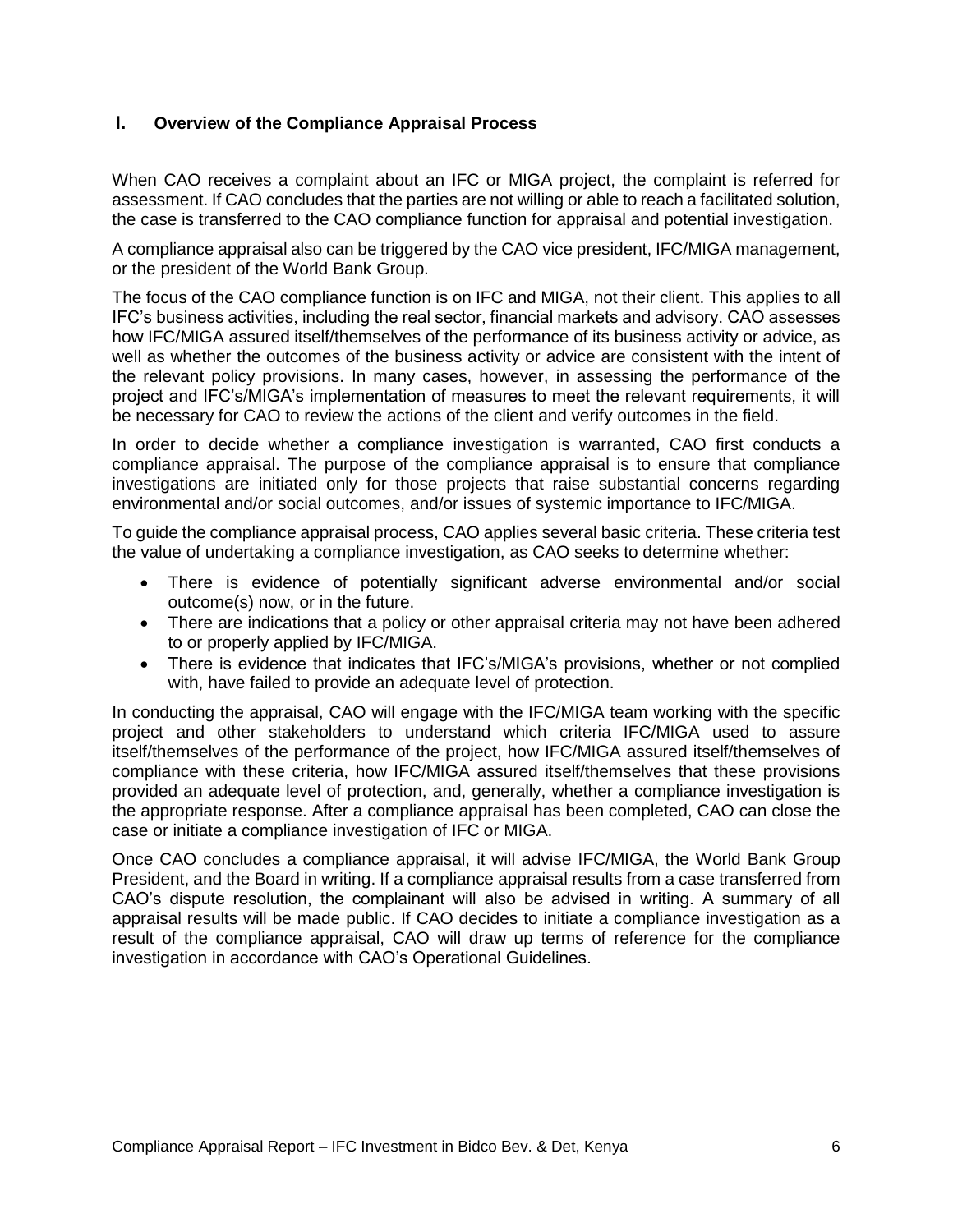## I. Overview of the Compliance Appraisal Process

When CAO receives a complaint about an IFC or MIGA project, the complaint is referred for assessment. If CAO concludes that the parties are not willing or able to reach a facilitated solution, the case is transferred to the CAO compliance function for appraisal and potential investigation.

A compliance appraisal also can be triggered by the CAO vice president, IFC/MIGA management, or the president of the World Bank Group.

The focus of the CAO compliance function is on IFC and MIGA, not their client. This applies to all IFC's business activities, including the real sector, financial markets and advisory. CAO assesses how IFC/MIGA assured itself/themselves of the performance of its business activity or advice, as well as whether the outcomes of the business activity or advice are consistent with the intent of the relevant policy provisions. In many cases, however, in assessing the performance of the project and IFC's/MIGA's implementation of measures to meet the relevant requirements, it will be necessary for CAO to review the actions of the client and verify outcomes in the field.

In order to decide whether a compliance investigation is warranted, CAO first conducts a compliance appraisal. The purpose of the compliance appraisal is to ensure that compliance investigations are initiated only for those projects that raise substantial concerns regarding environmental and/or social outcomes, and/or issues of systemic importance to IFC/MIGA.

To guide the compliance appraisal process, CAO applies several basic criteria. These criteria test the value of undertaking a compliance investigation, as CAO seeks to determine whether:

- There is evidence of potentially significant adverse environmental and/or social outcome(s) now, or in the future.
- There are indications that a policy or other appraisal criteria may not have been adhered to or properly applied by IFC/MIGA.
- There is evidence that indicates that IFC's/MIGA's provisions, whether or not complied with, have failed to provide an adequate level of protection.

In conducting the appraisal, CAO will engage with the IFC/MIGA team working with the specific project and other stakeholders to understand which criteria IFC/MIGA used to assure itself/themselves of the performance of the project, how IFC/MIGA assured itself/themselves of compliance with these criteria, how IFC/MIGA assured itself/themselves that these provisions provided an adequate level of protection, and, generally, whether a compliance investigation is the appropriate response. After a compliance appraisal has been completed, CAO can close the case or initiate a compliance investigation of IFC or MIGA.

Once CAO concludes a compliance appraisal, it will advise IFC/MIGA, the World Bank Group President, and the Board in writing. If a compliance appraisal results from a case transferred from CAO's dispute resolution, the complainant will also be advised in writing. A summary of all appraisal results will be made public. If CAO decides to initiate a compliance investigation as a result of the compliance appraisal, CAO will draw up terms of reference for the compliance investigation in accordance with CAO's Operational Guidelines.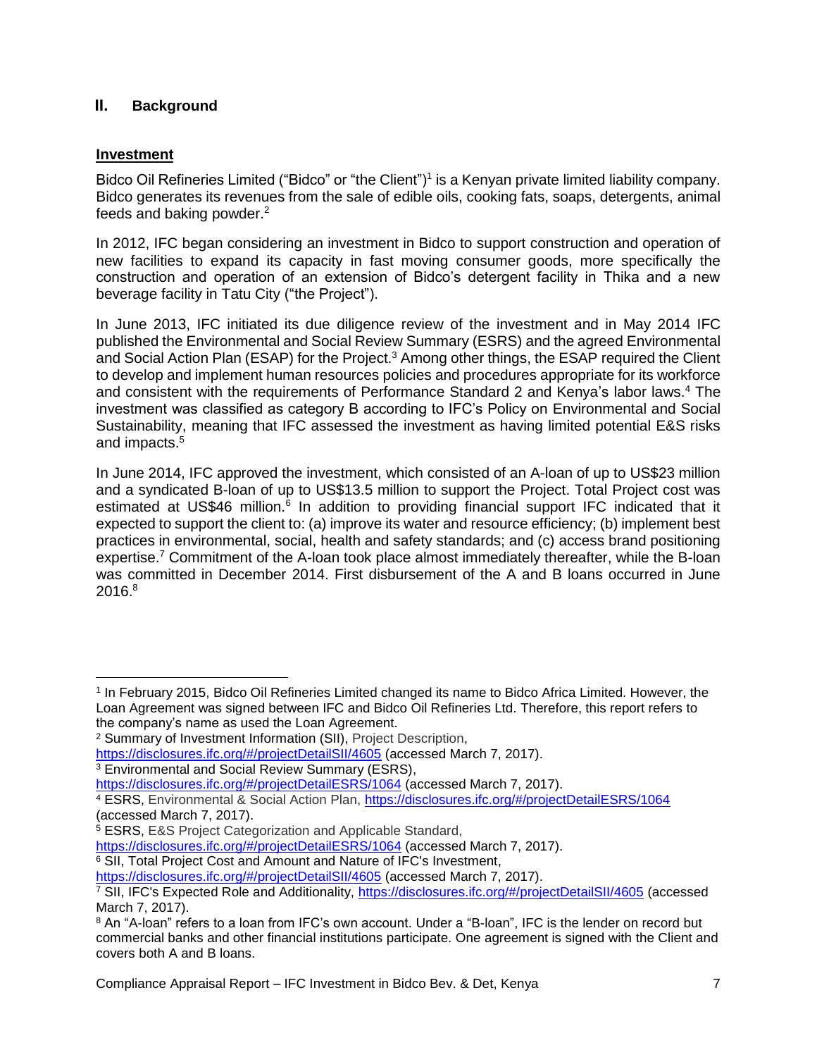## II. Background

### Investment

Bidco Oil Refineries Limited ("Bidco" or "the Client")[1] is a Kenyan private limited liability company. Bidco generates its revenues from the sale of edible oils, cooking fats, soaps, detergents, animal feeds and baking powder.[2]

In 2012, IFC began considering an investment in Bidco to support construction and operation of new facilities to expand its capacity in fast moving consumer goods, more specifically the construction and operation of an extension of Bidco's detergent facility in Thika and a new beverage facility in Tatu City ("the Project").

In June 2013, IFC initiated its due diligence review of the investment and in May 2014 IFC published the Environmental and Social Review Summary (ESRS) and the agreed Environmental and Social Action Plan (ESAP) for the Project.[3] Among other things, the ESAP required the Client to develop and implement human resources policies and procedures appropriate for its workforce and consistent with the requirements of Performance Standard 2 and Kenya's labor laws.[4] The investment was classified as category B according to IFC's Policy on Environmental and Social Sustainability, meaning that IFC assessed the investment as having limited potential E&S risks and impacts.[5]

In June 2014, IFC approved the investment, which consisted of an A-loan of up to US$23 million and a syndicated B-loan of up to US$13.5 million to support the Project. Total Project cost was estimated at US$46 million.[6] In addition to providing financial support IFC indicated that it expected to support the client to: (a) improve its water and resource efficiency; (b) implement best practices in environmental, social, health and safety standards; and (c) access brand positioning expertise.[7] Commitment of the A-loan took place almost immediately thereafter, while the B-loan was committed in December 2014. First disbursement of the A and B loans occurred in June 2016.[8]

---

[1] In February 2015, Bidco Oil Refineries Limited changed its name to Bidco Africa Limited. However, the Loan Agreement was signed between IFC and Bidco Oil Refineries Ltd. Therefore, this report refers to the company's name as used the Loan Agreement.

[2] Summary of Investment Information (SII), Project Description, https://disclosures.ifc.org/#/projectDetailSII/4605 (accessed March 7, 2017).

[3] Environmental and Social Review Summary (ESRS), https://disclosures.ifc.org/#/projectDetailESRS/1064 (accessed March 7, 2017).

[4] ESRS, Environmental & Social Action Plan, https://disclosures.ifc.org/#/projectDetailESRS/1064 (accessed March 7, 2017).

[5] ESRS, E&S Project Categorization and Applicable Standard, https://disclosures.ifc.org/#/projectDetailESRS/1064 (accessed March 7, 2017).

[6] SII, Total Project Cost and Amount and Nature of IFC's Investment, https://disclosures.ifc.org/#/projectDetailSII/4605 (accessed March 7, 2017).

[7] SII, IFC's Expected Role and Additionality, https://disclosures.ifc.org/#/projectDetailSII/4605 (accessed March 7, 2017).

[8] An "A-loan" refers to a loan from IFC's own account. Under a "B-loan", IFC is the lender on record but commercial banks and other financial institutions participate. One agreement is signed with the Client and covers both A and B loans.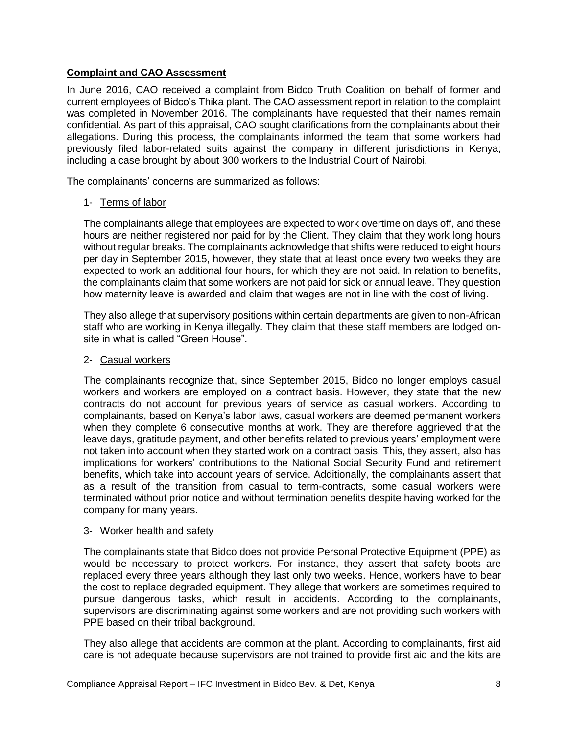**Complaint and CAO Assessment**

In June 2016, CAO received a complaint from Bidco Truth Coalition on behalf of former and current employees of Bidco's Thika plant. The CAO assessment report in relation to the complaint was completed in November 2016. The complainants have requested that their names remain confidential. As part of this appraisal, CAO sought clarifications from the complainants about their allegations. During this process, the complainants informed the team that some workers had previously filed labor-related suits against the company in different jurisdictions in Kenya; including a case brought by about 300 workers to the Industrial Court of Nairobi.

The complainants' concerns are summarized as follows:

1- Terms of labor

The complainants allege that employees are expected to work overtime on days off, and these hours are neither registered nor paid for by the Client. They claim that they work long hours without regular breaks. The complainants acknowledge that shifts were reduced to eight hours per day in September 2015, however, they state that at least once every two weeks they are expected to work an additional four hours, for which they are not paid. In relation to benefits, the complainants claim that some workers are not paid for sick or annual leave. They question how maternity leave is awarded and claim that wages are not in line with the cost of living.

They also allege that supervisory positions within certain departments are given to non-African staff who are working in Kenya illegally. They claim that these staff members are lodged on-site in what is called "Green House".

2- Casual workers

The complainants recognize that, since September 2015, Bidco no longer employs casual workers and workers are employed on a contract basis. However, they state that the new contracts do not account for previous years of service as casual workers. According to complainants, based on Kenya's labor laws, casual workers are deemed permanent workers when they complete 6 consecutive months at work. They are therefore aggrieved that the leave days, gratitude payment, and other benefits related to previous years' employment were not taken into account when they started work on a contract basis. This, they assert, also has implications for workers' contributions to the National Social Security Fund and retirement benefits, which take into account years of service. Additionally, the complainants assert that as a result of the transition from casual to term-contracts, some casual workers were terminated without prior notice and without termination benefits despite having worked for the company for many years.

3- Worker health and safety

The complainants state that Bidco does not provide Personal Protective Equipment (PPE) as would be necessary to protect workers. For instance, they assert that safety boots are replaced every three years although they last only two weeks. Hence, workers have to bear the cost to replace degraded equipment. They allege that workers are sometimes required to pursue dangerous tasks, which result in accidents. According to the complainants, supervisors are discriminating against some workers and are not providing such workers with PPE based on their tribal background.

They also allege that accidents are common at the plant. According to complainants, first aid care is not adequate because supervisors are not trained to provide first aid and the kits are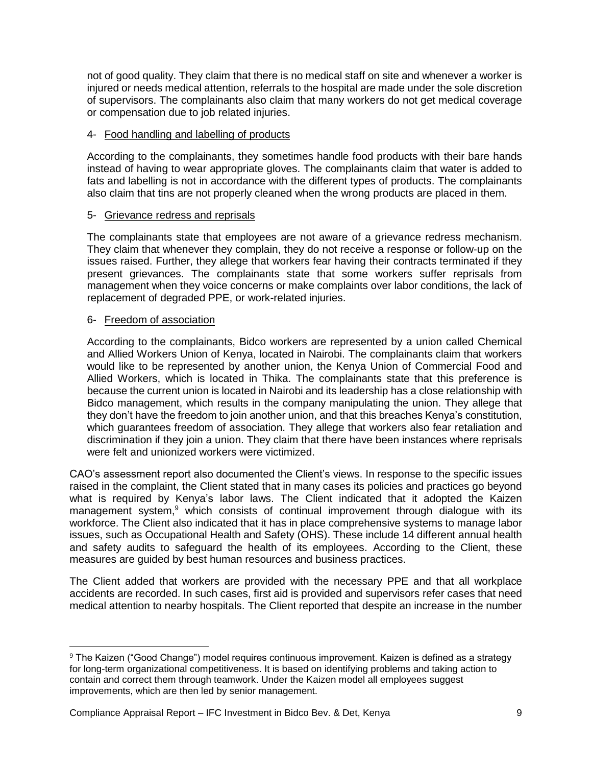not of good quality. They claim that there is no medical staff on site and whenever a worker is injured or needs medical attention, referrals to the hospital are made under the sole discretion of supervisors. The complainants also claim that many workers do not get medical coverage or compensation due to job related injuries.

4- Food handling and labelling of products

According to the complainants, they sometimes handle food products with their bare hands instead of having to wear appropriate gloves. The complainants claim that water is added to fats and labelling is not in accordance with the different types of products. The complainants also claim that tins are not properly cleaned when the wrong products are placed in them.

5- Grievance redress and reprisals

The complainants state that employees are not aware of a grievance redress mechanism. They claim that whenever they complain, they do not receive a response or follow-up on the issues raised. Further, they allege that workers fear having their contracts terminated if they present grievances. The complainants state that some workers suffer reprisals from management when they voice concerns or make complaints over labor conditions, the lack of replacement of degraded PPE, or work-related injuries.

6- Freedom of association

According to the complainants, Bidco workers are represented by a union called Chemical and Allied Workers Union of Kenya, located in Nairobi. The complainants claim that workers would like to be represented by another union, the Kenya Union of Commercial Food and Allied Workers, which is located in Thika. The complainants state that this preference is because the current union is located in Nairobi and its leadership has a close relationship with Bidco management, which results in the company manipulating the union. They allege that they don't have the freedom to join another union, and that this breaches Kenya's constitution, which guarantees freedom of association. They allege that workers also fear retaliation and discrimination if they join a union. They claim that there have been instances where reprisals were felt and unionized workers were victimized.

CAO's assessment report also documented the Client's views. In response to the specific issues raised in the complaint, the Client stated that in many cases its policies and practices go beyond what is required by Kenya's labor laws. The Client indicated that it adopted the Kaizen management system,[9] which consists of continual improvement through dialogue with its workforce. The Client also indicated that it has in place comprehensive systems to manage labor issues, such as Occupational Health and Safety (OHS). These include 14 different annual health and safety audits to safeguard the health of its employees. According to the Client, these measures are guided by best human resources and business practices.

The Client added that workers are provided with the necessary PPE and that all workplace accidents are recorded. In such cases, first aid is provided and supervisors refer cases that need medical attention to nearby hospitals. The Client reported that despite an increase in the number

[9] The Kaizen ("Good Change") model requires continuous improvement. Kaizen is defined as a strategy for long-term organizational competitiveness. It is based on identifying problems and taking action to contain and correct them through teamwork. Under the Kaizen model all employees suggest improvements, which are then led by senior management.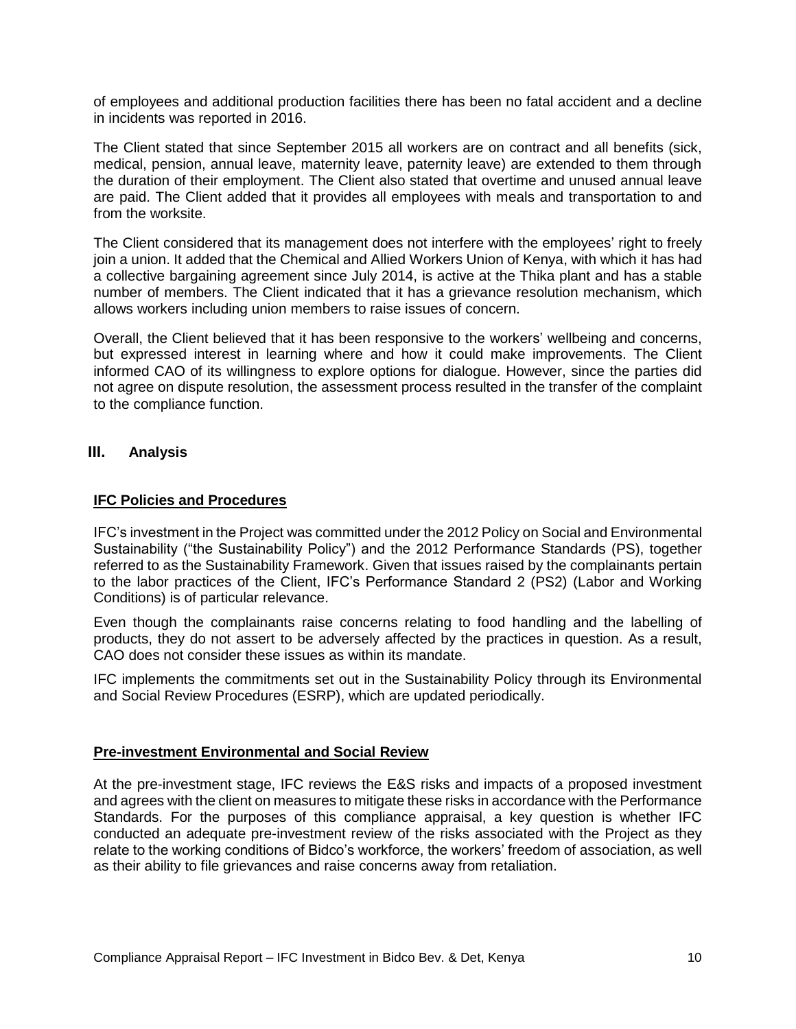of employees and additional production facilities there has been no fatal accident and a decline in incidents was reported in 2016.

The Client stated that since September 2015 all workers are on contract and all benefits (sick, medical, pension, annual leave, maternity leave, paternity leave) are extended to them through the duration of their employment. The Client also stated that overtime and unused annual leave are paid. The Client added that it provides all employees with meals and transportation to and from the worksite.

The Client considered that its management does not interfere with the employees' right to freely join a union. It added that the Chemical and Allied Workers Union of Kenya, with which it has had a collective bargaining agreement since July 2014, is active at the Thika plant and has a stable number of members. The Client indicated that it has a grievance resolution mechanism, which allows workers including union members to raise issues of concern.

Overall, the Client believed that it has been responsive to the workers' wellbeing and concerns, but expressed interest in learning where and how it could make improvements. The Client informed CAO of its willingness to explore options for dialogue. However, since the parties did not agree on dispute resolution, the assessment process resulted in the transfer of the complaint to the compliance function.

## III. Analysis

### IFC Policies and Procedures

IFC's investment in the Project was committed under the 2012 Policy on Social and Environmental Sustainability ("the Sustainability Policy") and the 2012 Performance Standards (PS), together referred to as the Sustainability Framework. Given that issues raised by the complainants pertain to the labor practices of the Client, IFC's Performance Standard 2 (PS2) (Labor and Working Conditions) is of particular relevance.

Even though the complainants raise concerns relating to food handling and the labelling of products, they do not assert to be adversely affected by the practices in question. As a result, CAO does not consider these issues as within its mandate.

IFC implements the commitments set out in the Sustainability Policy through its Environmental and Social Review Procedures (ESRP), which are updated periodically.

### Pre-investment Environmental and Social Review

At the pre-investment stage, IFC reviews the E&S risks and impacts of a proposed investment and agrees with the client on measures to mitigate these risks in accordance with the Performance Standards. For the purposes of this compliance appraisal, a key question is whether IFC conducted an adequate pre-investment review of the risks associated with the Project as they relate to the working conditions of Bidco's workforce, the workers' freedom of association, as well as their ability to file grievances and raise concerns away from retaliation.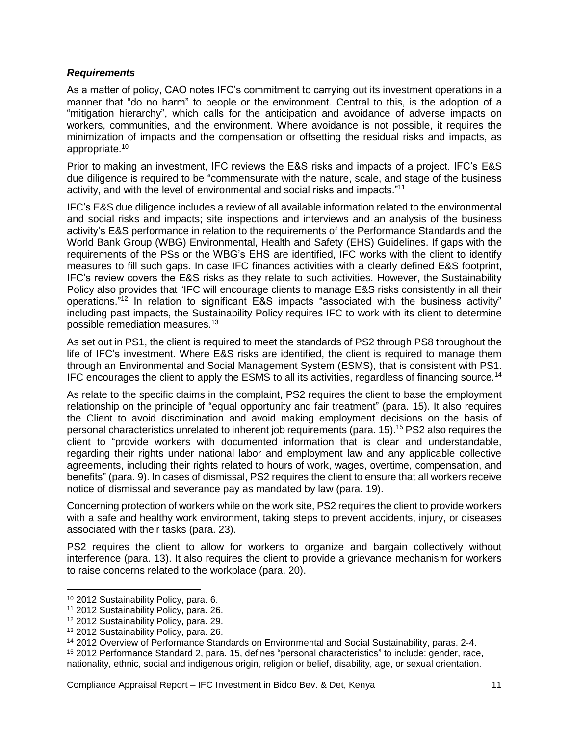***Requirements***

As a matter of policy, CAO notes IFC's commitment to carrying out its investment operations in a manner that "do no harm" to people or the environment. Central to this, is the adoption of a "mitigation hierarchy", which calls for the anticipation and avoidance of adverse impacts on workers, communities, and the environment. Where avoidance is not possible, it requires the minimization of impacts and the compensation or offsetting the residual risks and impacts, as appropriate.[10]

Prior to making an investment, IFC reviews the E&S risks and impacts of a project. IFC's E&S due diligence is required to be "commensurate with the nature, scale, and stage of the business activity, and with the level of environmental and social risks and impacts."[11]

IFC's E&S due diligence includes a review of all available information related to the environmental and social risks and impacts; site inspections and interviews and an analysis of the business activity's E&S performance in relation to the requirements of the Performance Standards and the World Bank Group (WBG) Environmental, Health and Safety (EHS) Guidelines. If gaps with the requirements of the PSs or the WBG's EHS are identified, IFC works with the client to identify measures to fill such gaps. In case IFC finances activities with a clearly defined E&S footprint, IFC's review covers the E&S risks as they relate to such activities. However, the Sustainability Policy also provides that "IFC will encourage clients to manage E&S risks consistently in all their operations."[12] In relation to significant E&S impacts "associated with the business activity" including past impacts, the Sustainability Policy requires IFC to work with its client to determine possible remediation measures.[13]

As set out in PS1, the client is required to meet the standards of PS2 through PS8 throughout the life of IFC's investment. Where E&S risks are identified, the client is required to manage them through an Environmental and Social Management System (ESMS), that is consistent with PS1. IFC encourages the client to apply the ESMS to all its activities, regardless of financing source.[14]

As relate to the specific claims in the complaint, PS2 requires the client to base the employment relationship on the principle of "equal opportunity and fair treatment" (para. 15). It also requires the Client to avoid discrimination and avoid making employment decisions on the basis of personal characteristics unrelated to inherent job requirements (para. 15).[15] PS2 also requires the client to "provide workers with documented information that is clear and understandable, regarding their rights under national labor and employment law and any applicable collective agreements, including their rights related to hours of work, wages, overtime, compensation, and benefits" (para. 9). In cases of dismissal, PS2 requires the client to ensure that all workers receive notice of dismissal and severance pay as mandated by law (para. 19).

Concerning protection of workers while on the work site, PS2 requires the client to provide workers with a safe and healthy work environment, taking steps to prevent accidents, injury, or diseases associated with their tasks (para. 23).

PS2 requires the client to allow for workers to organize and bargain collectively without interference (para. 13). It also requires the client to provide a grievance mechanism for workers to raise concerns related to the workplace (para. 20).

---

[10] 2012 Sustainability Policy, para. 6.

[11] 2012 Sustainability Policy, para. 26.

[12] 2012 Sustainability Policy, para. 29.

[13] 2012 Sustainability Policy, para. 26.

[14] 2012 Overview of Performance Standards on Environmental and Social Sustainability, paras. 2-4.

[15] 2012 Performance Standard 2, para. 15, defines "personal characteristics" to include: gender, race, nationality, ethnic, social and indigenous origin, religion or belief, disability, age, or sexual orientation.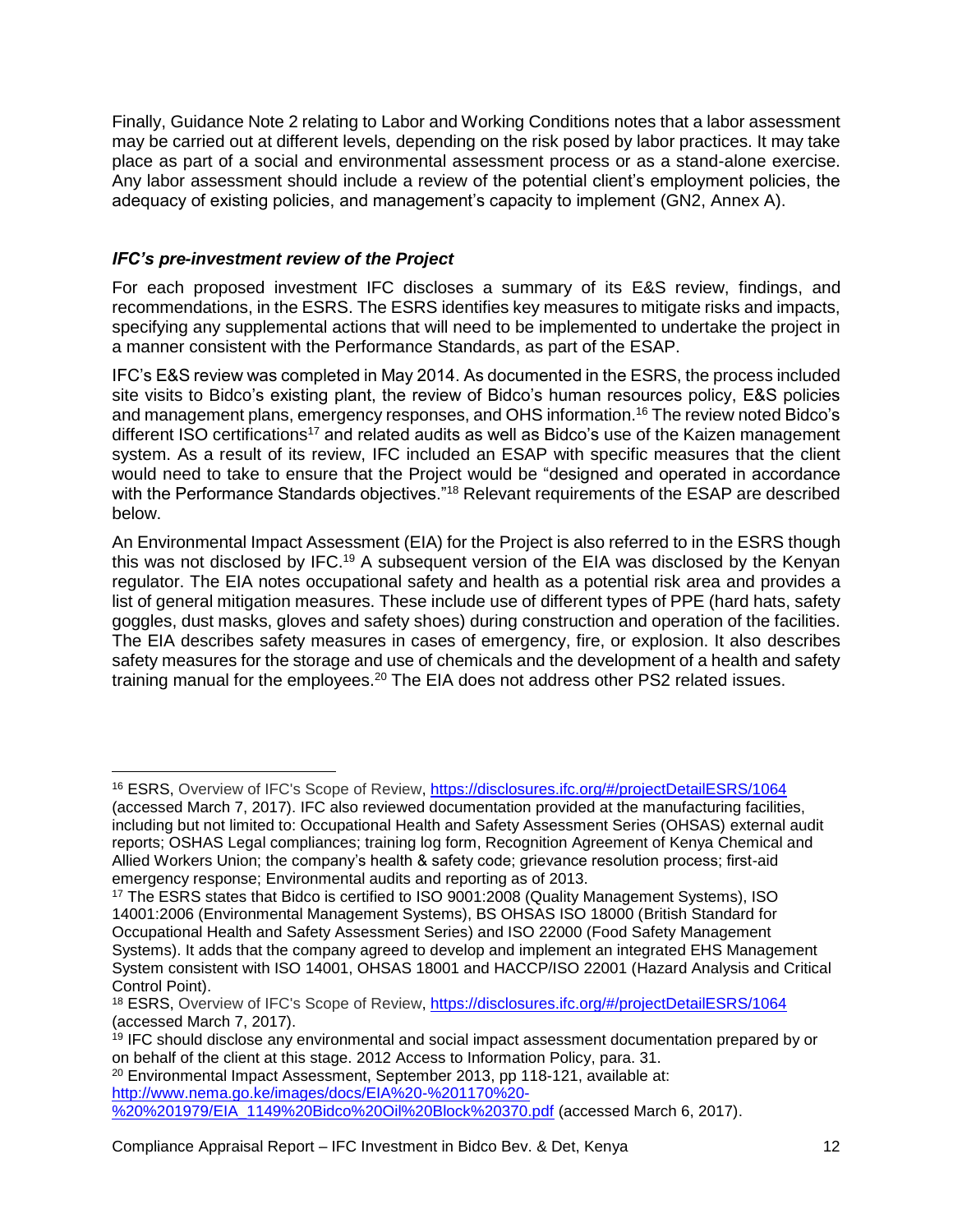Finally, Guidance Note 2 relating to Labor and Working Conditions notes that a labor assessment may be carried out at different levels, depending on the risk posed by labor practices. It may take place as part of a social and environmental assessment process or as a stand-alone exercise. Any labor assessment should include a review of the potential client's employment policies, the adequacy of existing policies, and management's capacity to implement (GN2, Annex A).

### *IFC's pre-investment review of the Project*

For each proposed investment IFC discloses a summary of its E&S review, findings, and recommendations, in the ESRS. The ESRS identifies key measures to mitigate risks and impacts, specifying any supplemental actions that will need to be implemented to undertake the project in a manner consistent with the Performance Standards, as part of the ESAP.

IFC's E&S review was completed in May 2014. As documented in the ESRS, the process included site visits to Bidco's existing plant, the review of Bidco's human resources policy, E&S policies and management plans, emergency responses, and OHS information.[16] The review noted Bidco's different ISO certifications[17] and related audits as well as Bidco's use of the Kaizen management system. As a result of its review, IFC included an ESAP with specific measures that the client would need to take to ensure that the Project would be "designed and operated in accordance with the Performance Standards objectives."[18] Relevant requirements of the ESAP are described below.

An Environmental Impact Assessment (EIA) for the Project is also referred to in the ESRS though this was not disclosed by IFC.[19] A subsequent version of the EIA was disclosed by the Kenyan regulator. The EIA notes occupational safety and health as a potential risk area and provides a list of general mitigation measures. These include use of different types of PPE (hard hats, safety goggles, dust masks, gloves and safety shoes) during construction and operation of the facilities. The EIA describes safety measures in cases of emergency, fire, or explosion. It also describes safety measures for the storage and use of chemicals and the development of a health and safety training manual for the employees.[20] The EIA does not address other PS2 related issues.

---

[16] ESRS, Overview of IFC's Scope of Review, https://disclosures.ifc.org/#/projectDetailESRS/1064 (accessed March 7, 2017). IFC also reviewed documentation provided at the manufacturing facilities, including but not limited to: Occupational Health and Safety Assessment Series (OHSAS) external audit reports; OSHAS Legal compliances; training log form, Recognition Agreement of Kenya Chemical and Allied Workers Union; the company's health & safety code; grievance resolution process; first-aid emergency response; Environmental audits and reporting as of 2013.

[17] The ESRS states that Bidco is certified to ISO 9001:2008 (Quality Management Systems), ISO 14001:2006 (Environmental Management Systems), BS OHSAS ISO 18000 (British Standard for Occupational Health and Safety Assessment Series) and ISO 22000 (Food Safety Management Systems). It adds that the company agreed to develop and implement an integrated EHS Management System consistent with ISO 14001, OHSAS 18001 and HACCP/ISO 22001 (Hazard Analysis and Critical Control Point).

[18] ESRS, Overview of IFC's Scope of Review, https://disclosures.ifc.org/#/projectDetailESRS/1064 (accessed March 7, 2017).

[19] IFC should disclose any environmental and social impact assessment documentation prepared by or on behalf of the client at this stage. 2012 Access to Information Policy, para. 31.

[20] Environmental Impact Assessment, September 2013, pp 118-121, available at: http://www.nema.go.ke/images/docs/EIA%20-%201170%20-%20%201979/EIA_1149%20Bidco%20Oil%20Block%20370.pdf (accessed March 6, 2017).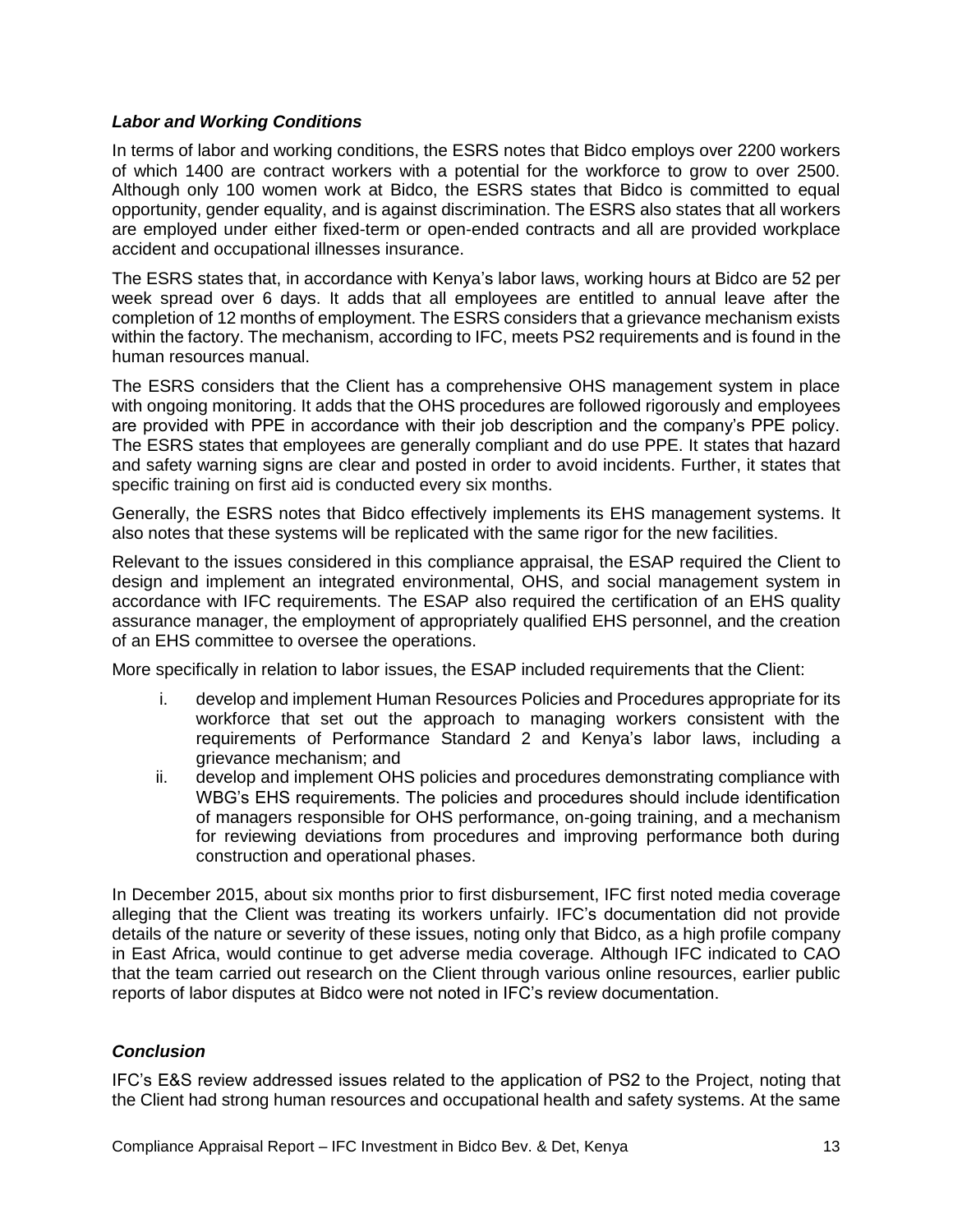### *Labor and Working Conditions*

In terms of labor and working conditions, the ESRS notes that Bidco employs over 2200 workers of which 1400 are contract workers with a potential for the workforce to grow to over 2500. Although only 100 women work at Bidco, the ESRS states that Bidco is committed to equal opportunity, gender equality, and is against discrimination. The ESRS also states that all workers are employed under either fixed-term or open-ended contracts and all are provided workplace accident and occupational illnesses insurance.

The ESRS states that, in accordance with Kenya's labor laws, working hours at Bidco are 52 per week spread over 6 days. It adds that all employees are entitled to annual leave after the completion of 12 months of employment. The ESRS considers that a grievance mechanism exists within the factory. The mechanism, according to IFC, meets PS2 requirements and is found in the human resources manual.

The ESRS considers that the Client has a comprehensive OHS management system in place with ongoing monitoring. It adds that the OHS procedures are followed rigorously and employees are provided with PPE in accordance with their job description and the company's PPE policy. The ESRS states that employees are generally compliant and do use PPE. It states that hazard and safety warning signs are clear and posted in order to avoid incidents. Further, it states that specific training on first aid is conducted every six months.

Generally, the ESRS notes that Bidco effectively implements its EHS management systems. It also notes that these systems will be replicated with the same rigor for the new facilities.

Relevant to the issues considered in this compliance appraisal, the ESAP required the Client to design and implement an integrated environmental, OHS, and social management system in accordance with IFC requirements. The ESAP also required the certification of an EHS quality assurance manager, the employment of appropriately qualified EHS personnel, and the creation of an EHS committee to oversee the operations.

More specifically in relation to labor issues, the ESAP included requirements that the Client:

i. develop and implement Human Resources Policies and Procedures appropriate for its workforce that set out the approach to managing workers consistent with the requirements of Performance Standard 2 and Kenya's labor laws, including a grievance mechanism; and
ii. develop and implement OHS policies and procedures demonstrating compliance with WBG's EHS requirements. The policies and procedures should include identification of managers responsible for OHS performance, on-going training, and a mechanism for reviewing deviations from procedures and improving performance both during construction and operational phases.

In December 2015, about six months prior to first disbursement, IFC first noted media coverage alleging that the Client was treating its workers unfairly. IFC's documentation did not provide details of the nature or severity of these issues, noting only that Bidco, as a high profile company in East Africa, would continue to get adverse media coverage. Although IFC indicated to CAO that the team carried out research on the Client through various online resources, earlier public reports of labor disputes at Bidco were not noted in IFC's review documentation.

### *Conclusion*

IFC's E&S review addressed issues related to the application of PS2 to the Project, noting that the Client had strong human resources and occupational health and safety systems. At the same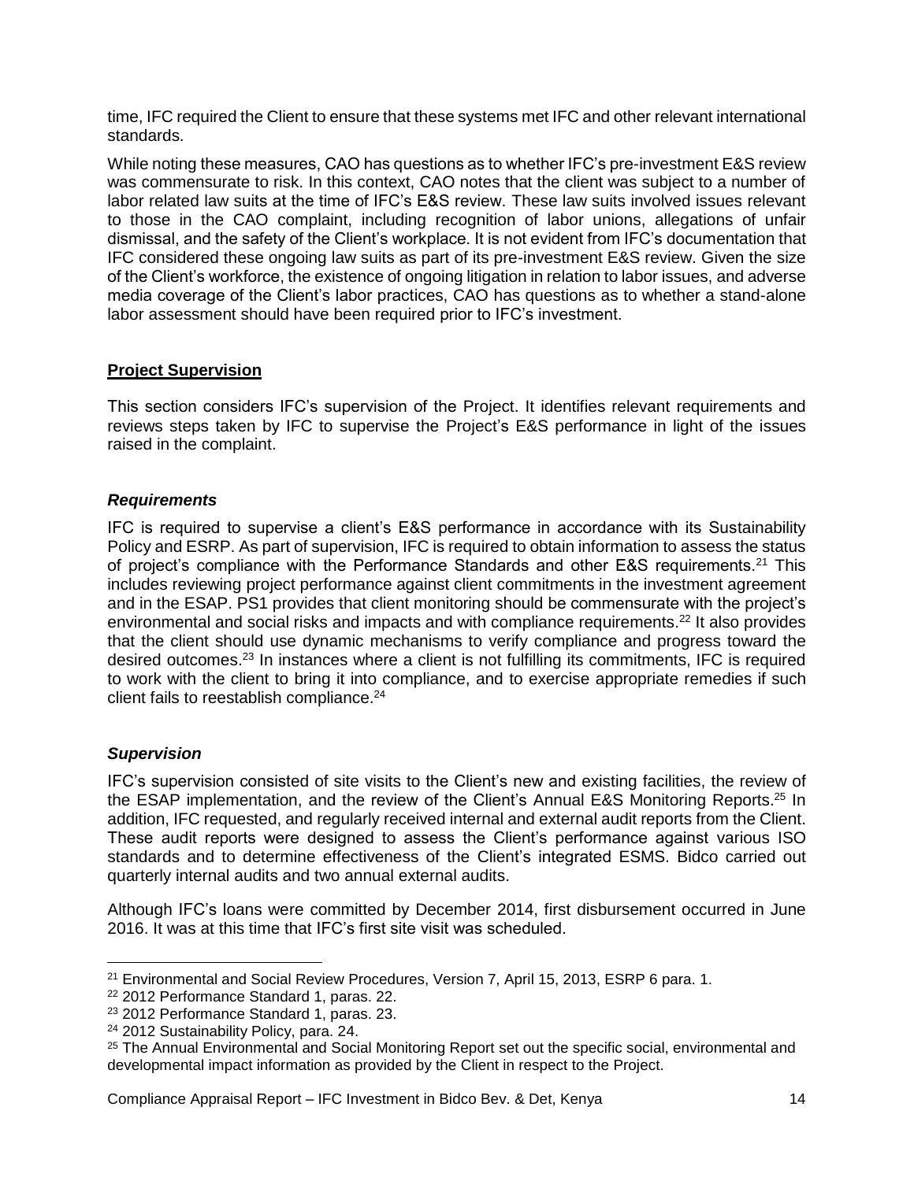time, IFC required the Client to ensure that these systems met IFC and other relevant international standards.

While noting these measures, CAO has questions as to whether IFC's pre-investment E&S review was commensurate to risk. In this context, CAO notes that the client was subject to a number of labor related law suits at the time of IFC's E&S review. These law suits involved issues relevant to those in the CAO complaint, including recognition of labor unions, allegations of unfair dismissal, and the safety of the Client's workplace. It is not evident from IFC's documentation that IFC considered these ongoing law suits as part of its pre-investment E&S review. Given the size of the Client's workforce, the existence of ongoing litigation in relation to labor issues, and adverse media coverage of the Client's labor practices, CAO has questions as to whether a stand-alone labor assessment should have been required prior to IFC's investment.

## Project Supervision

This section considers IFC's supervision of the Project. It identifies relevant requirements and reviews steps taken by IFC to supervise the Project's E&S performance in light of the issues raised in the complaint.

### *Requirements*

IFC is required to supervise a client's E&S performance in accordance with its Sustainability Policy and ESRP. As part of supervision, IFC is required to obtain information to assess the status of project's compliance with the Performance Standards and other E&S requirements.[21] This includes reviewing project performance against client commitments in the investment agreement and in the ESAP. PS1 provides that client monitoring should be commensurate with the project's environmental and social risks and impacts and with compliance requirements.[22] It also provides that the client should use dynamic mechanisms to verify compliance and progress toward the desired outcomes.[23] In instances where a client is not fulfilling its commitments, IFC is required to work with the client to bring it into compliance, and to exercise appropriate remedies if such client fails to reestablish compliance.[24]

### *Supervision*

IFC's supervision consisted of site visits to the Client's new and existing facilities, the review of the ESAP implementation, and the review of the Client's Annual E&S Monitoring Reports.[25] In addition, IFC requested, and regularly received internal and external audit reports from the Client. These audit reports were designed to assess the Client's performance against various ISO standards and to determine effectiveness of the Client's integrated ESMS. Bidco carried out quarterly internal audits and two annual external audits.

Although IFC's loans were committed by December 2014, first disbursement occurred in June 2016. It was at this time that IFC's first site visit was scheduled.

---

[21] Environmental and Social Review Procedures, Version 7, April 15, 2013, ESRP 6 para. 1.

[22] 2012 Performance Standard 1, paras. 22.

[23] 2012 Performance Standard 1, paras. 23.

[24] 2012 Sustainability Policy, para. 24.

[25] The Annual Environmental and Social Monitoring Report set out the specific social, environmental and developmental impact information as provided by the Client in respect to the Project.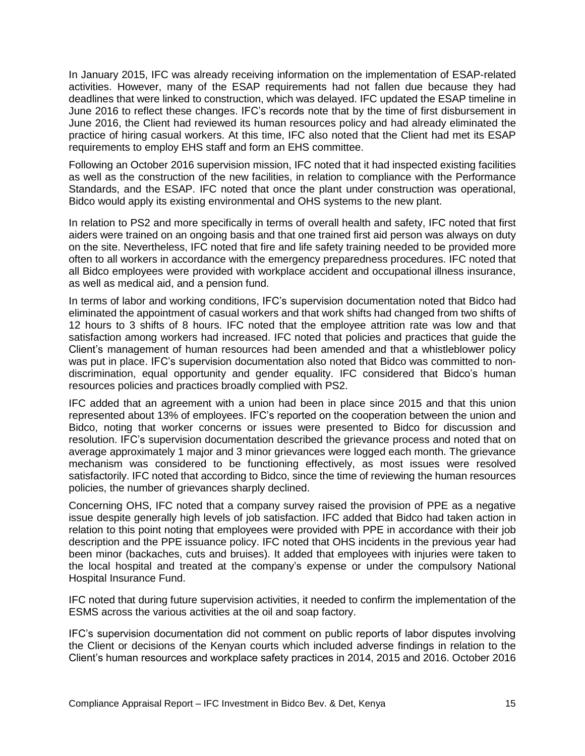In January 2015, IFC was already receiving information on the implementation of ESAP-related activities. However, many of the ESAP requirements had not fallen due because they had deadlines that were linked to construction, which was delayed. IFC updated the ESAP timeline in June 2016 to reflect these changes. IFC's records note that by the time of first disbursement in June 2016, the Client had reviewed its human resources policy and had already eliminated the practice of hiring casual workers. At this time, IFC also noted that the Client had met its ESAP requirements to employ EHS staff and form an EHS committee.

Following an October 2016 supervision mission, IFC noted that it had inspected existing facilities as well as the construction of the new facilities, in relation to compliance with the Performance Standards, and the ESAP. IFC noted that once the plant under construction was operational, Bidco would apply its existing environmental and OHS systems to the new plant.

In relation to PS2 and more specifically in terms of overall health and safety, IFC noted that first aiders were trained on an ongoing basis and that one trained first aid person was always on duty on the site. Nevertheless, IFC noted that fire and life safety training needed to be provided more often to all workers in accordance with the emergency preparedness procedures. IFC noted that all Bidco employees were provided with workplace accident and occupational illness insurance, as well as medical aid, and a pension fund.

In terms of labor and working conditions, IFC's supervision documentation noted that Bidco had eliminated the appointment of casual workers and that work shifts had changed from two shifts of 12 hours to 3 shifts of 8 hours. IFC noted that the employee attrition rate was low and that satisfaction among workers had increased. IFC noted that policies and practices that guide the Client's management of human resources had been amended and that a whistleblower policy was put in place. IFC's supervision documentation also noted that Bidco was committed to non-discrimination, equal opportunity and gender equality. IFC considered that Bidco's human resources policies and practices broadly complied with PS2.

IFC added that an agreement with a union had been in place since 2015 and that this union represented about 13% of employees. IFC's reported on the cooperation between the union and Bidco, noting that worker concerns or issues were presented to Bidco for discussion and resolution. IFC's supervision documentation described the grievance process and noted that on average approximately 1 major and 3 minor grievances were logged each month. The grievance mechanism was considered to be functioning effectively, as most issues were resolved satisfactorily. IFC noted that according to Bidco, since the time of reviewing the human resources policies, the number of grievances sharply declined.

Concerning OHS, IFC noted that a company survey raised the provision of PPE as a negative issue despite generally high levels of job satisfaction. IFC added that Bidco had taken action in relation to this point noting that employees were provided with PPE in accordance with their job description and the PPE issuance policy. IFC noted that OHS incidents in the previous year had been minor (backaches, cuts and bruises). It added that employees with injuries were taken to the local hospital and treated at the company's expense or under the compulsory National Hospital Insurance Fund.

IFC noted that during future supervision activities, it needed to confirm the implementation of the ESMS across the various activities at the oil and soap factory.

IFC's supervision documentation did not comment on public reports of labor disputes involving the Client or decisions of the Kenyan courts which included adverse findings in relation to the Client's human resources and workplace safety practices in 2014, 2015 and 2016. October 2016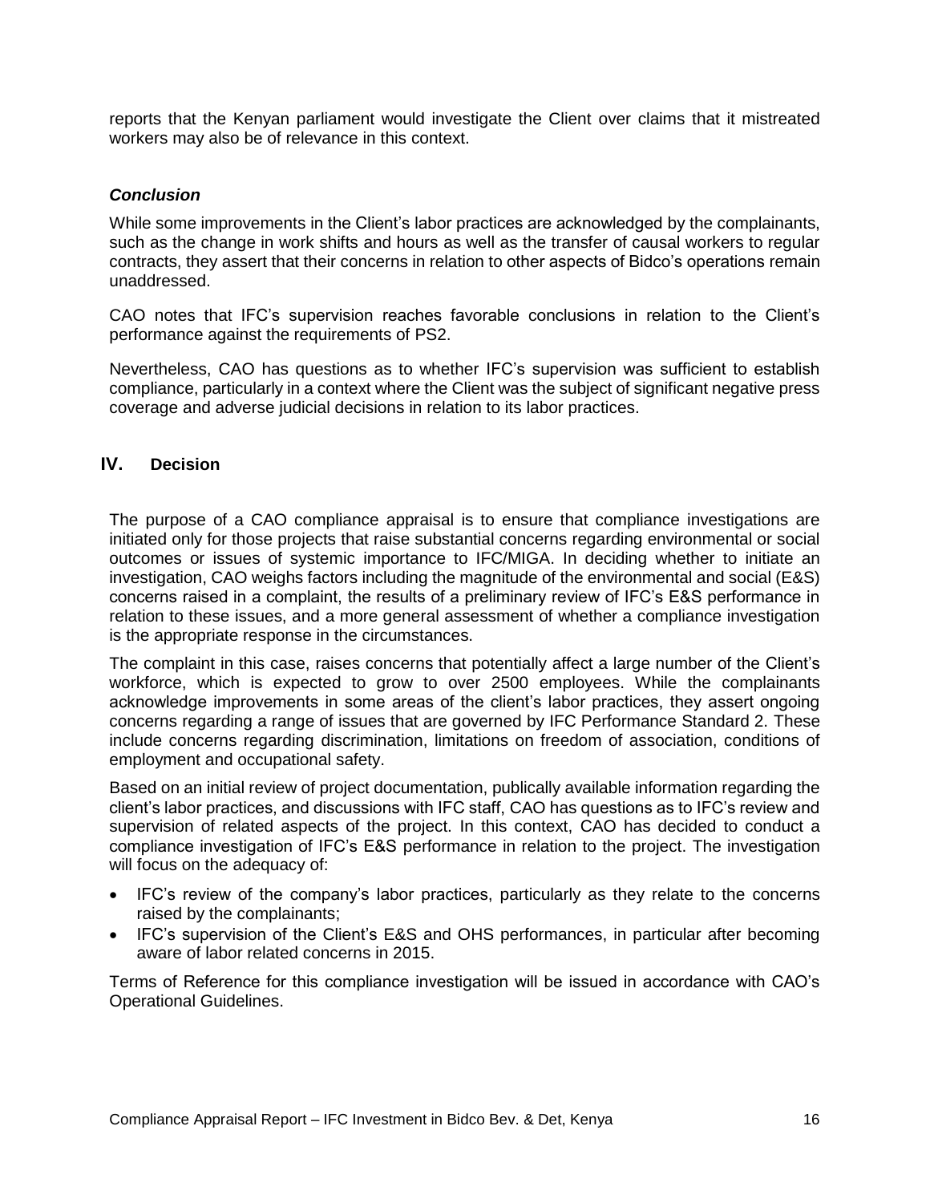reports that the Kenyan parliament would investigate the Client over claims that it mistreated workers may also be of relevance in this context.

### *Conclusion*

While some improvements in the Client's labor practices are acknowledged by the complainants, such as the change in work shifts and hours as well as the transfer of causal workers to regular contracts, they assert that their concerns in relation to other aspects of Bidco's operations remain unaddressed.

CAO notes that IFC's supervision reaches favorable conclusions in relation to the Client's performance against the requirements of PS2.

Nevertheless, CAO has questions as to whether IFC's supervision was sufficient to establish compliance, particularly in a context where the Client was the subject of significant negative press coverage and adverse judicial decisions in relation to its labor practices.

## IV. Decision

The purpose of a CAO compliance appraisal is to ensure that compliance investigations are initiated only for those projects that raise substantial concerns regarding environmental or social outcomes or issues of systemic importance to IFC/MIGA. In deciding whether to initiate an investigation, CAO weighs factors including the magnitude of the environmental and social (E&S) concerns raised in a complaint, the results of a preliminary review of IFC's E&S performance in relation to these issues, and a more general assessment of whether a compliance investigation is the appropriate response in the circumstances.

The complaint in this case, raises concerns that potentially affect a large number of the Client's workforce, which is expected to grow to over 2500 employees. While the complainants acknowledge improvements in some areas of the client's labor practices, they assert ongoing concerns regarding a range of issues that are governed by IFC Performance Standard 2. These include concerns regarding discrimination, limitations on freedom of association, conditions of employment and occupational safety.

Based on an initial review of project documentation, publically available information regarding the client's labor practices, and discussions with IFC staff, CAO has questions as to IFC's review and supervision of related aspects of the project. In this context, CAO has decided to conduct a compliance investigation of IFC's E&S performance in relation to the project. The investigation will focus on the adequacy of:

- IFC's review of the company's labor practices, particularly as they relate to the concerns raised by the complainants;
- IFC's supervision of the Client's E&S and OHS performances, in particular after becoming aware of labor related concerns in 2015.

Terms of Reference for this compliance investigation will be issued in accordance with CAO's Operational Guidelines.